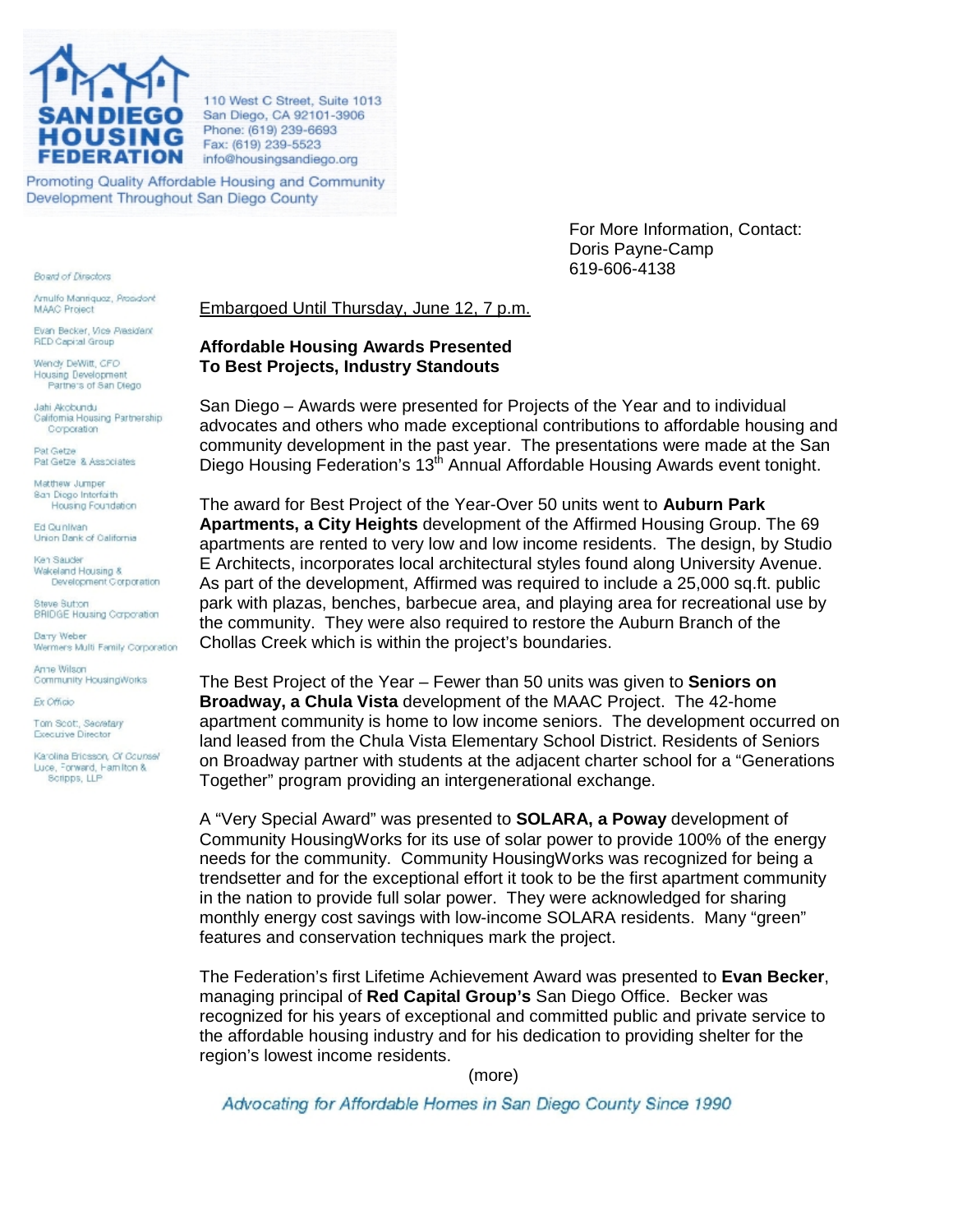**SAN DIEGO HOUSING FEDERATION**

110 West C Street, Suite 1013
San Diego, CA 92101-3906
Phone: (619) 239-6693
Fax: (619) 239-5523
info@housingsandiego.org

Promoting Quality Affordable Housing and Community Development Throughout San Diego County

For More Information, Contact:
Doris Payne-Camp
619-606-4138

*Board of Directors*

Arnulfo Manriquez, *President*
MAAC Project

Evan Becker, *Vice President*
RED Capital Group

Wendy DeWitt, *CFO*
Housing Development Partners of San Diego

Jahi Akobundu
California Housing Partnership Corporation

Pat Getze
Pat Getze & Associates

Matthew Jumper
San Diego Interfaith Housing Foundation

Ed Quinlivan
Union Bank of California

Ken Sauder
Wakeland Housing & Development Corporation

Steve Sutton
BRIDGE Housing Corporation

Darry Weber
Wermers Multi Family Corporation

Anne Wilson
Community HousingWorks

*Ex Officio*

Tom Scott, *Secretary*
Executive Director

Karolina Ericsson, *Of Counsel*
Luce, Forward, Hamilton & Scripps, LLP

Embargoed Until Thursday, June 12, 7 p.m.

**Affordable Housing Awards Presented**
**To Best Projects, Industry Standouts**

San Diego – Awards were presented for Projects of the Year and to individual advocates and others who made exceptional contributions to affordable housing and community development in the past year. The presentations were made at the San Diego Housing Federation's 13th Annual Affordable Housing Awards event tonight.

The award for Best Project of the Year-Over 50 units went to **Auburn Park Apartments, a City Heights** development of the Affirmed Housing Group. The 69 apartments are rented to very low and low income residents. The design, by Studio E Architects, incorporates local architectural styles found along University Avenue. As part of the development, Affirmed was required to include a 25,000 sq.ft. public park with plazas, benches, barbecue area, and playing area for recreational use by the community. They were also required to restore the Auburn Branch of the Chollas Creek which is within the project's boundaries.

The Best Project of the Year – Fewer than 50 units was given to **Seniors on Broadway, a Chula Vista** development of the MAAC Project. The 42-home apartment community is home to low income seniors. The development occurred on land leased from the Chula Vista Elementary School District. Residents of Seniors on Broadway partner with students at the adjacent charter school for a "Generations Together" program providing an intergenerational exchange.

A "Very Special Award" was presented to **SOLARA, a Poway** development of Community HousingWorks for its use of solar power to provide 100% of the energy needs for the community. Community HousingWorks was recognized for being a trendsetter and for the exceptional effort it took to be the first apartment community in the nation to provide full solar power. They were acknowledged for sharing monthly energy cost savings with low-income SOLARA residents. Many "green" features and conservation techniques mark the project.

The Federation's first Lifetime Achievement Award was presented to **Evan Becker**, managing principal of **Red Capital Group's** San Diego Office. Becker was recognized for his years of exceptional and committed public and private service to the affordable housing industry and for his dedication to providing shelter for the region's lowest income residents.

(more)

*Advocating for Affordable Homes in San Diego County Since 1990*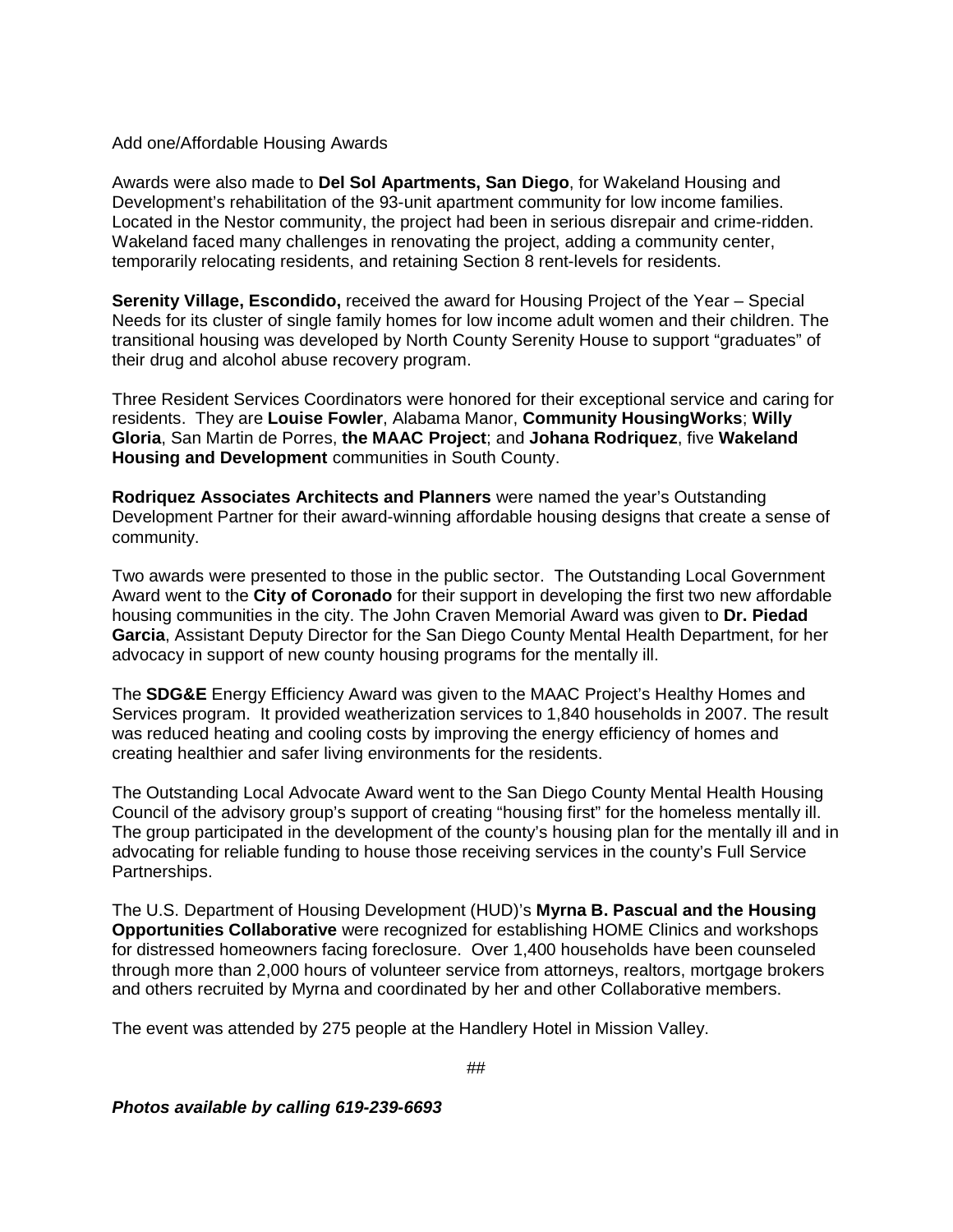Add one/Affordable Housing Awards

Awards were also made to **Del Sol Apartments, San Diego**, for Wakeland Housing and Development's rehabilitation of the 93-unit apartment community for low income families. Located in the Nestor community, the project had been in serious disrepair and crime-ridden. Wakeland faced many challenges in renovating the project, adding a community center, temporarily relocating residents, and retaining Section 8 rent-levels for residents.

**Serenity Village, Escondido,** received the award for Housing Project of the Year – Special Needs for its cluster of single family homes for low income adult women and their children. The transitional housing was developed by North County Serenity House to support "graduates" of their drug and alcohol abuse recovery program.

Three Resident Services Coordinators were honored for their exceptional service and caring for residents. They are **Louise Fowler**, Alabama Manor, **Community HousingWorks**; **Willy Gloria**, San Martin de Porres, **the MAAC Project**; and **Johana Rodriquez**, five **Wakeland Housing and Development** communities in South County.

**Rodriquez Associates Architects and Planners** were named the year's Outstanding Development Partner for their award-winning affordable housing designs that create a sense of community.

Two awards were presented to those in the public sector. The Outstanding Local Government Award went to the **City of Coronado** for their support in developing the first two new affordable housing communities in the city. The John Craven Memorial Award was given to **Dr. Piedad Garcia**, Assistant Deputy Director for the San Diego County Mental Health Department, for her advocacy in support of new county housing programs for the mentally ill.

The **SDG&E** Energy Efficiency Award was given to the MAAC Project's Healthy Homes and Services program. It provided weatherization services to 1,840 households in 2007. The result was reduced heating and cooling costs by improving the energy efficiency of homes and creating healthier and safer living environments for the residents.

The Outstanding Local Advocate Award went to the San Diego County Mental Health Housing Council of the advisory group's support of creating "housing first" for the homeless mentally ill. The group participated in the development of the county's housing plan for the mentally ill and in advocating for reliable funding to house those receiving services in the county's Full Service Partnerships.

The U.S. Department of Housing Development (HUD)'s **Myrna B. Pascual and the Housing Opportunities Collaborative** were recognized for establishing HOME Clinics and workshops for distressed homeowners facing foreclosure. Over 1,400 households have been counseled through more than 2,000 hours of volunteer service from attorneys, realtors, mortgage brokers and others recruited by Myrna and coordinated by her and other Collaborative members.

The event was attended by 275 people at the Handlery Hotel in Mission Valley.

##

***Photos available by calling 619-239-6693***